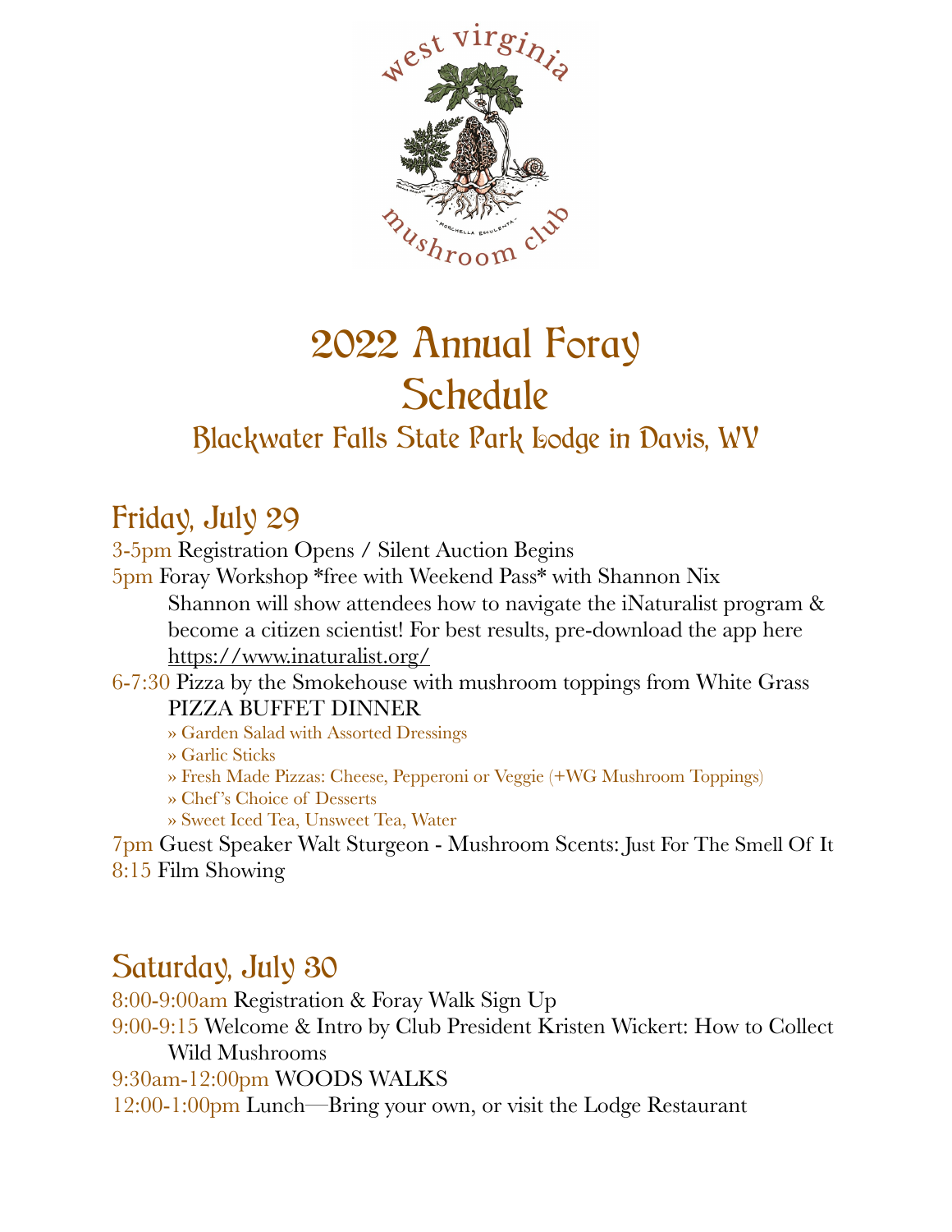# 2022 Annual Foray Schedule

## Blackwater Falls State Park Lodge in Davis, WV

## Friday, July 29

3-5pm Registration Opens / Silent Auction Begins

5pm Foray Workshop *free with Weekend Pass* with Shannon Nix
Shannon will show attendees how to navigate the iNaturalist program & become a citizen scientist! For best results, pre-download the app here https://www.inaturalist.org/

6-7:30 Pizza by the Smokehouse with mushroom toppings from White Grass
PIZZA BUFFET DINNER

- » Garden Salad with Assorted Dressings
- » Garlic Sticks
- » Fresh Made Pizzas: Cheese, Pepperoni or Veggie (+WG Mushroom Toppings)
- » Chef's Choice of Desserts
- » Sweet Iced Tea, Unsweet Tea, Water

7pm Guest Speaker Walt Sturgeon - Mushroom Scents: Just For The Smell Of It

8:15 Film Showing

## Saturday, July 30

8:00-9:00am Registration & Foray Walk Sign Up

9:00-9:15 Welcome & Intro by Club President Kristen Wickert: How to Collect Wild Mushrooms

9:30am-12:00pm WOODS WALKS

12:00-1:00pm Lunch—Bring your own, or visit the Lodge Restaurant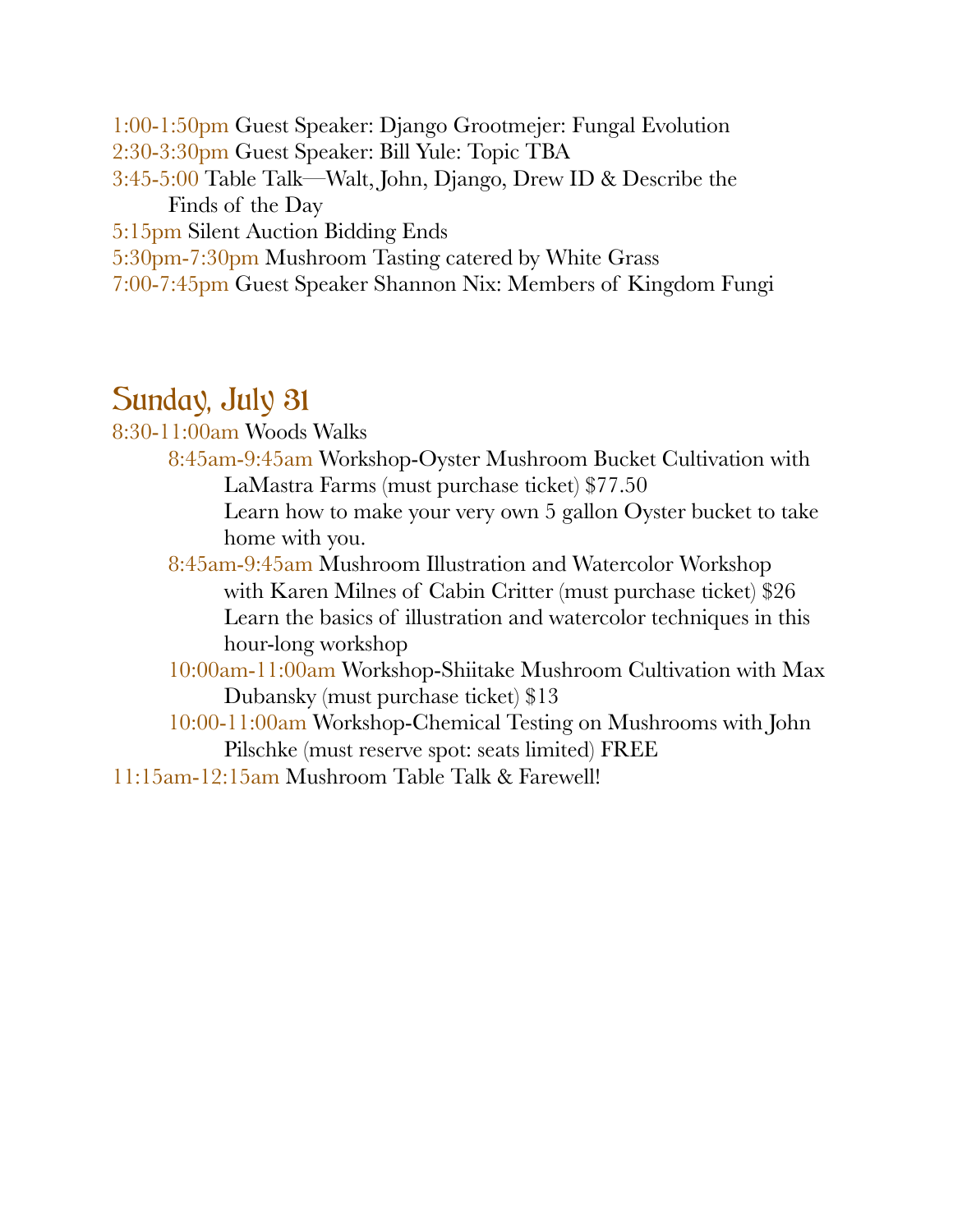1:00-1:50pm Guest Speaker: Django Grootmejer: Fungal Evolution
2:30-3:30pm Guest Speaker: Bill Yule: Topic TBA
3:45-5:00 Table Talk—Walt, John, Django, Drew ID & Describe the Finds of the Day
5:15pm Silent Auction Bidding Ends
5:30pm-7:30pm Mushroom Tasting catered by White Grass
7:00-7:45pm Guest Speaker Shannon Nix: Members of Kingdom Fungi

## Sunday, July 31

8:30-11:00am Woods Walks

- 8:45am-9:45am Workshop-Oyster Mushroom Bucket Cultivation with LaMastra Farms (must purchase ticket) $77.50
  Learn how to make your very own 5 gallon Oyster bucket to take home with you.
- 8:45am-9:45am Mushroom Illustration and Watercolor Workshop with Karen Milnes of Cabin Critter (must purchase ticket) $26
  Learn the basics of illustration and watercolor techniques in this hour-long workshop
- 10:00am-11:00am Workshop-Shiitake Mushroom Cultivation with Max Dubansky (must purchase ticket) $13
- 10:00-11:00am Workshop-Chemical Testing on Mushrooms with John Pilschke (must reserve spot: seats limited) FREE

11:15am-12:15am Mushroom Table Talk & Farewell!